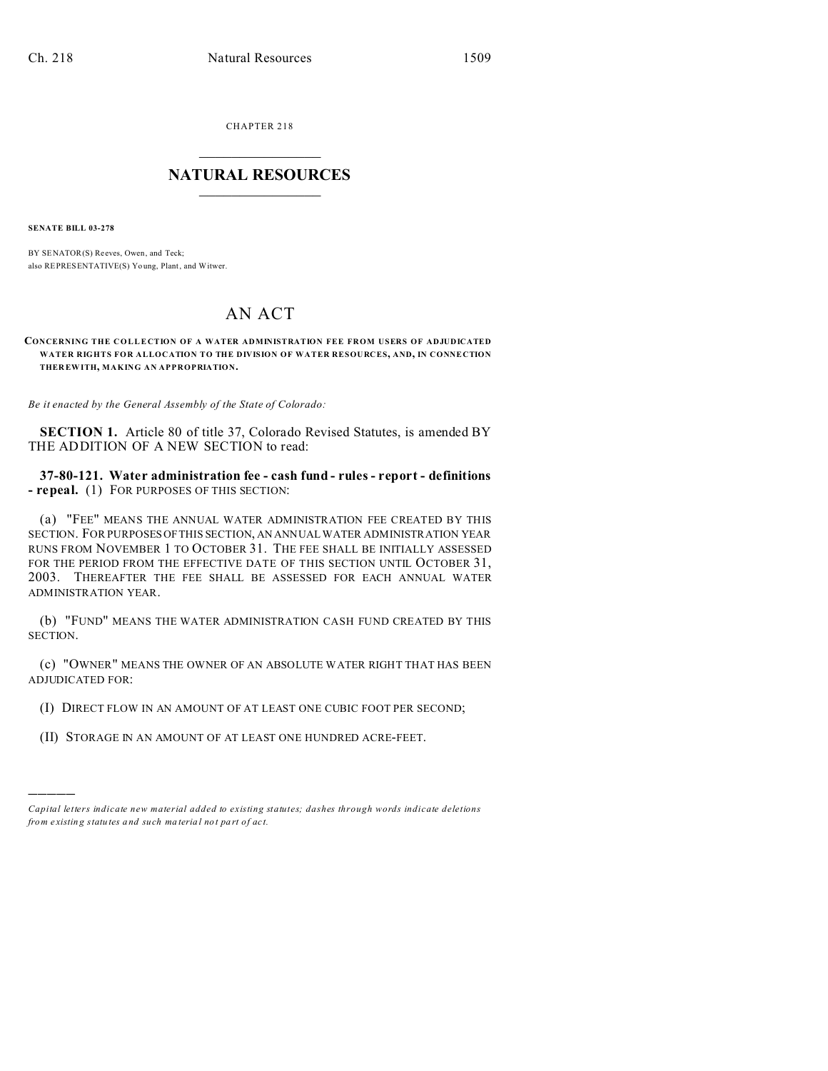CHAPTER 218

# NATURAL RESOURCES

**SENATE BILL 03-278**

BY SENATOR(S) Reeves, Owen, and Teck;
also REPRESENTATIVE(S) Young, Plant, and Witwer.

# AN ACT

**CONCERNING THE COLLECTION OF A WATER ADMINISTRATION FEE FROM USERS OF ADJUDICATED WATER RIGHTS FOR ALLOCATION TO THE DIVISION OF WATER RESOURCES, AND, IN CONNECTION THEREWITH, MAKING AN APPROPRIATION.**

*Be it enacted by the General Assembly of the State of Colorado:*

**SECTION 1.** Article 80 of title 37, Colorado Revised Statutes, is amended BY THE ADDITION OF A NEW SECTION to read:

**37-80-121. Water administration fee - cash fund - rules - report - definitions - repeal.** (1) FOR PURPOSES OF THIS SECTION:

(a) "FEE" MEANS THE ANNUAL WATER ADMINISTRATION FEE CREATED BY THIS SECTION. FOR PURPOSES OF THIS SECTION, AN ANNUAL WATER ADMINISTRATION YEAR RUNS FROM NOVEMBER 1 TO OCTOBER 31. THE FEE SHALL BE INITIALLY ASSESSED FOR THE PERIOD FROM THE EFFECTIVE DATE OF THIS SECTION UNTIL OCTOBER 31, 2003. THEREAFTER THE FEE SHALL BE ASSESSED FOR EACH ANNUAL WATER ADMINISTRATION YEAR.

(b) "FUND" MEANS THE WATER ADMINISTRATION CASH FUND CREATED BY THIS SECTION.

(c) "OWNER" MEANS THE OWNER OF AN ABSOLUTE WATER RIGHT THAT HAS BEEN ADJUDICATED FOR:

(I) DIRECT FLOW IN AN AMOUNT OF AT LEAST ONE CUBIC FOOT PER SECOND;

(II) STORAGE IN AN AMOUNT OF AT LEAST ONE HUNDRED ACRE-FEET.

---

*Capital letters indicate new material added to existing statutes; dashes through words indicate deletions from existing statutes and such material not part of act.*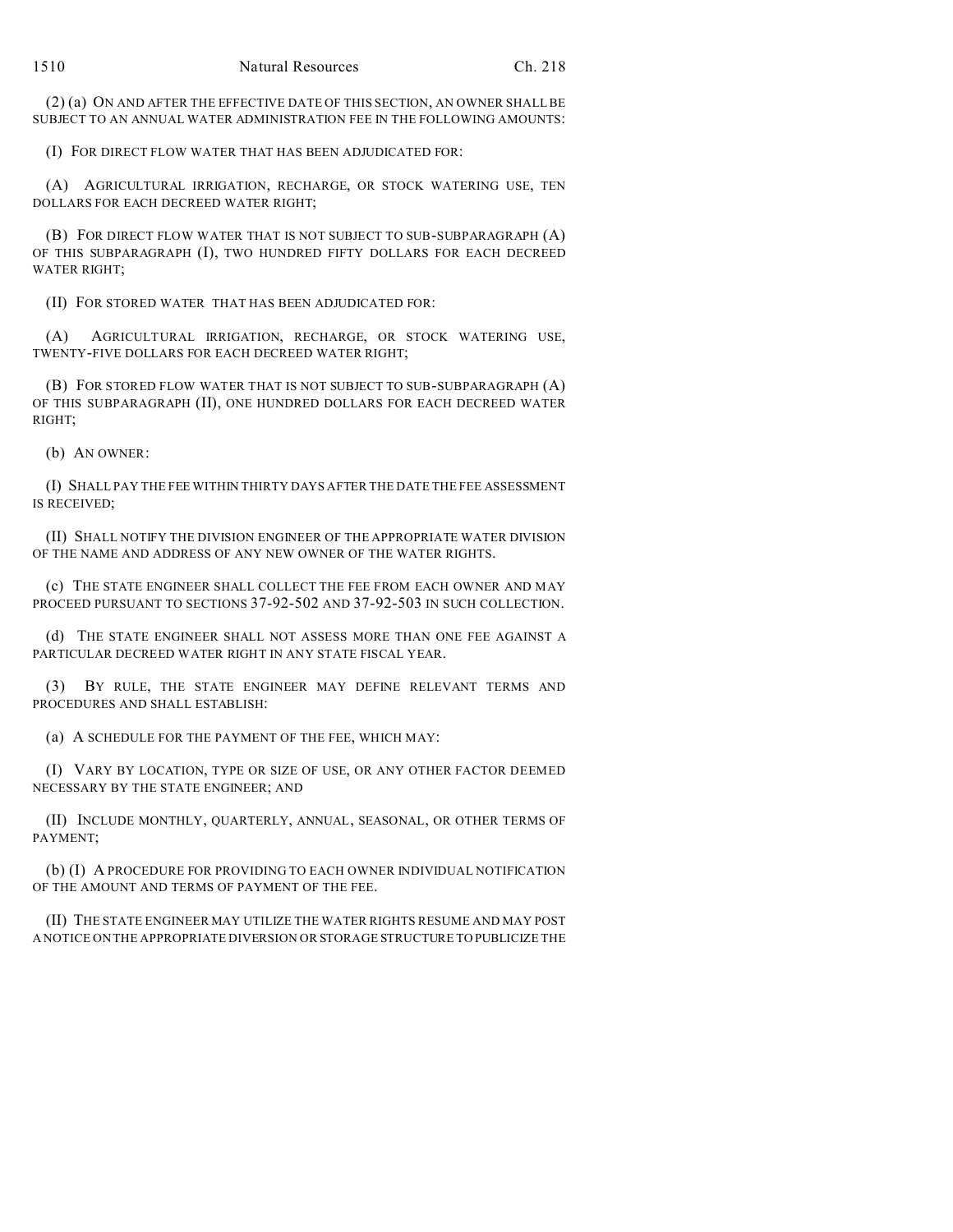(2) (a) ON AND AFTER THE EFFECTIVE DATE OF THIS SECTION, AN OWNER SHALL BE SUBJECT TO AN ANNUAL WATER ADMINISTRATION FEE IN THE FOLLOWING AMOUNTS:

(I) FOR DIRECT FLOW WATER THAT HAS BEEN ADJUDICATED FOR:

(A) AGRICULTURAL IRRIGATION, RECHARGE, OR STOCK WATERING USE, TEN DOLLARS FOR EACH DECREED WATER RIGHT;

(B) FOR DIRECT FLOW WATER THAT IS NOT SUBJECT TO SUB-SUBPARAGRAPH (A) OF THIS SUBPARAGRAPH (I), TWO HUNDRED FIFTY DOLLARS FOR EACH DECREED WATER RIGHT;

(II) FOR STORED WATER THAT HAS BEEN ADJUDICATED FOR:

(A) AGRICULTURAL IRRIGATION, RECHARGE, OR STOCK WATERING USE, TWENTY-FIVE DOLLARS FOR EACH DECREED WATER RIGHT;

(B) FOR STORED FLOW WATER THAT IS NOT SUBJECT TO SUB-SUBPARAGRAPH (A) OF THIS SUBPARAGRAPH (II), ONE HUNDRED DOLLARS FOR EACH DECREED WATER RIGHT;

(b) AN OWNER:

(I) SHALL PAY THE FEE WITHIN THIRTY DAYS AFTER THE DATE THE FEE ASSESSMENT IS RECEIVED;

(II) SHALL NOTIFY THE DIVISION ENGINEER OF THE APPROPRIATE WATER DIVISION OF THE NAME AND ADDRESS OF ANY NEW OWNER OF THE WATER RIGHTS.

(c) THE STATE ENGINEER SHALL COLLECT THE FEE FROM EACH OWNER AND MAY PROCEED PURSUANT TO SECTIONS 37-92-502 AND 37-92-503 IN SUCH COLLECTION.

(d) THE STATE ENGINEER SHALL NOT ASSESS MORE THAN ONE FEE AGAINST A PARTICULAR DECREED WATER RIGHT IN ANY STATE FISCAL YEAR.

(3) BY RULE, THE STATE ENGINEER MAY DEFINE RELEVANT TERMS AND PROCEDURES AND SHALL ESTABLISH:

(a) A SCHEDULE FOR THE PAYMENT OF THE FEE, WHICH MAY:

(I) VARY BY LOCATION, TYPE OR SIZE OF USE, OR ANY OTHER FACTOR DEEMED NECESSARY BY THE STATE ENGINEER; AND

(II) INCLUDE MONTHLY, QUARTERLY, ANNUAL, SEASONAL, OR OTHER TERMS OF PAYMENT;

(b) (I) A PROCEDURE FOR PROVIDING TO EACH OWNER INDIVIDUAL NOTIFICATION OF THE AMOUNT AND TERMS OF PAYMENT OF THE FEE.

(II) THE STATE ENGINEER MAY UTILIZE THE WATER RIGHTS RESUME AND MAY POST A NOTICE ON THE APPROPRIATE DIVERSION OR STORAGE STRUCTURE TO PUBLICIZE THE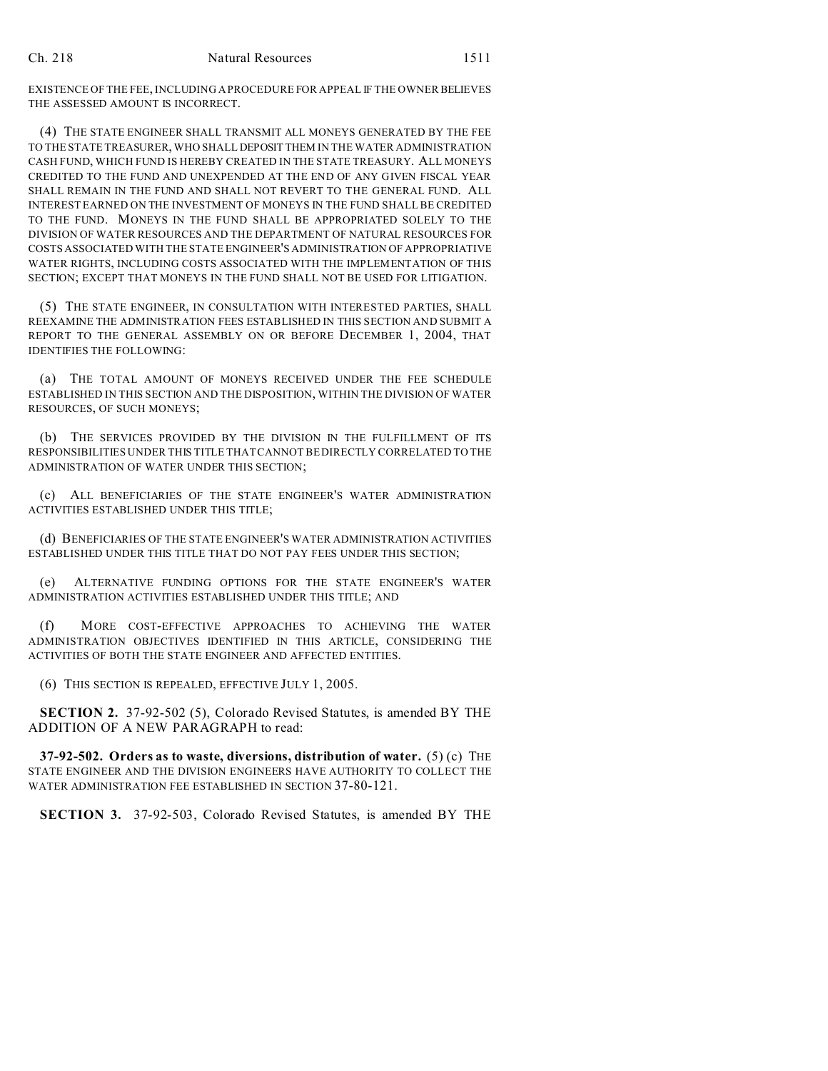EXISTENCE OF THE FEE, INCLUDING A PROCEDURE FOR APPEAL IF THE OWNER BELIEVES THE ASSESSED AMOUNT IS INCORRECT.

(4) THE STATE ENGINEER SHALL TRANSMIT ALL MONEYS GENERATED BY THE FEE TO THE STATE TREASURER, WHO SHALL DEPOSIT THEM IN THE WATER ADMINISTRATION CASH FUND, WHICH FUND IS HEREBY CREATED IN THE STATE TREASURY. ALL MONEYS CREDITED TO THE FUND AND UNEXPENDED AT THE END OF ANY GIVEN FISCAL YEAR SHALL REMAIN IN THE FUND AND SHALL NOT REVERT TO THE GENERAL FUND. ALL INTEREST EARNED ON THE INVESTMENT OF MONEYS IN THE FUND SHALL BE CREDITED TO THE FUND. MONEYS IN THE FUND SHALL BE APPROPRIATED SOLELY TO THE DIVISION OF WATER RESOURCES AND THE DEPARTMENT OF NATURAL RESOURCES FOR COSTS ASSOCIATED WITH THE STATE ENGINEER'S ADMINISTRATION OF APPROPRIATIVE WATER RIGHTS, INCLUDING COSTS ASSOCIATED WITH THE IMPLEMENTATION OF THIS SECTION; EXCEPT THAT MONEYS IN THE FUND SHALL NOT BE USED FOR LITIGATION.

(5) THE STATE ENGINEER, IN CONSULTATION WITH INTERESTED PARTIES, SHALL REEXAMINE THE ADMINISTRATION FEES ESTABLISHED IN THIS SECTION AND SUBMIT A REPORT TO THE GENERAL ASSEMBLY ON OR BEFORE DECEMBER 1, 2004, THAT IDENTIFIES THE FOLLOWING:

(a) THE TOTAL AMOUNT OF MONEYS RECEIVED UNDER THE FEE SCHEDULE ESTABLISHED IN THIS SECTION AND THE DISPOSITION, WITHIN THE DIVISION OF WATER RESOURCES, OF SUCH MONEYS;

(b) THE SERVICES PROVIDED BY THE DIVISION IN THE FULFILLMENT OF ITS RESPONSIBILITIES UNDER THIS TITLE THAT CANNOT BE DIRECTLY CORRELATED TO THE ADMINISTRATION OF WATER UNDER THIS SECTION;

(c) ALL BENEFICIARIES OF THE STATE ENGINEER'S WATER ADMINISTRATION ACTIVITIES ESTABLISHED UNDER THIS TITLE;

(d) BENEFICIARIES OF THE STATE ENGINEER'S WATER ADMINISTRATION ACTIVITIES ESTABLISHED UNDER THIS TITLE THAT DO NOT PAY FEES UNDER THIS SECTION;

(e) ALTERNATIVE FUNDING OPTIONS FOR THE STATE ENGINEER'S WATER ADMINISTRATION ACTIVITIES ESTABLISHED UNDER THIS TITLE; AND

(f) MORE COST-EFFECTIVE APPROACHES TO ACHIEVING THE WATER ADMINISTRATION OBJECTIVES IDENTIFIED IN THIS ARTICLE, CONSIDERING THE ACTIVITIES OF BOTH THE STATE ENGINEER AND AFFECTED ENTITIES.

(6) THIS SECTION IS REPEALED, EFFECTIVE JULY 1, 2005.

**SECTION 2.** 37-92-502 (5), Colorado Revised Statutes, is amended BY THE ADDITION OF A NEW PARAGRAPH to read:

**37-92-502. Orders as to waste, diversions, distribution of water.** (5) (c) THE STATE ENGINEER AND THE DIVISION ENGINEERS HAVE AUTHORITY TO COLLECT THE WATER ADMINISTRATION FEE ESTABLISHED IN SECTION 37-80-121.

**SECTION 3.** 37-92-503, Colorado Revised Statutes, is amended BY THE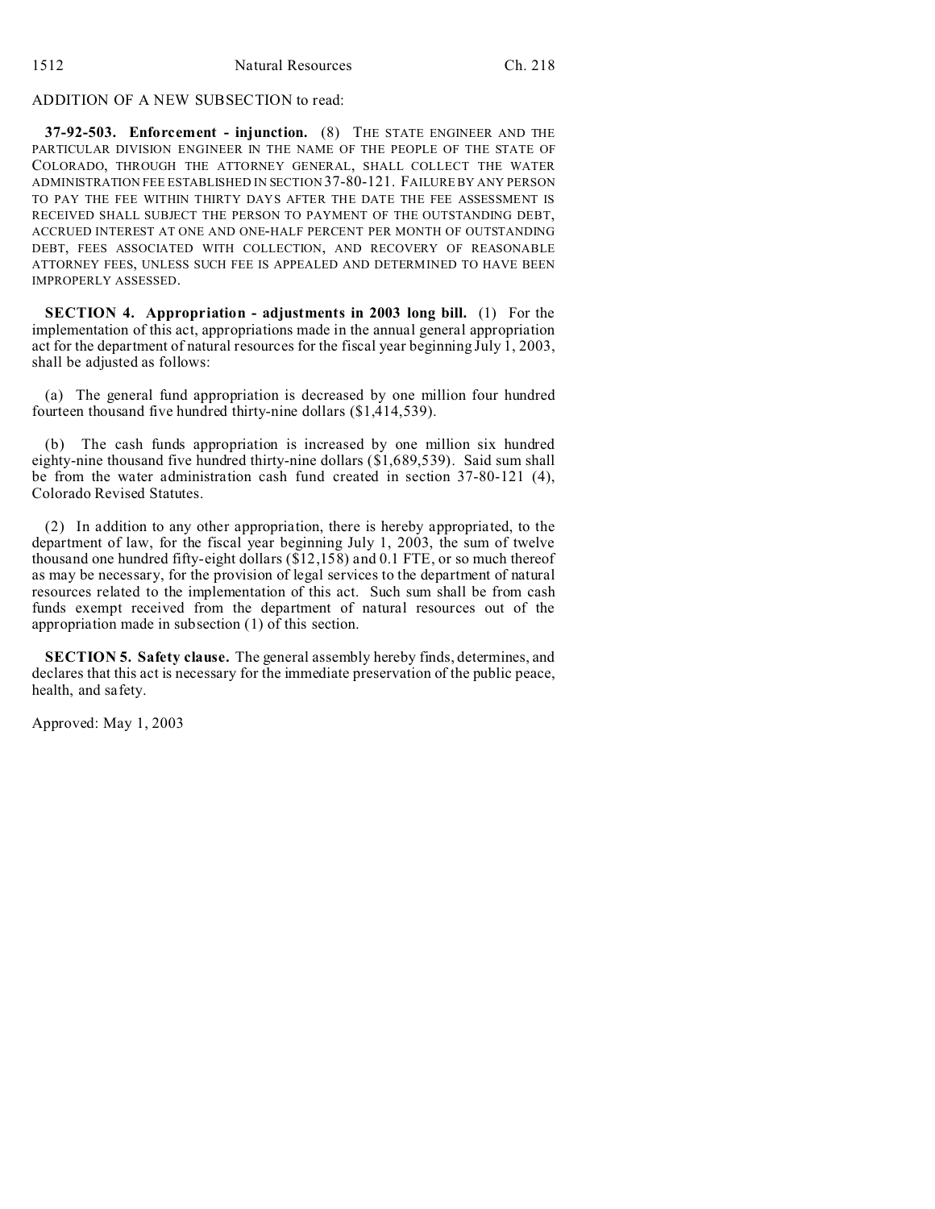ADDITION OF A NEW SUBSECTION to read:

**37-92-503. Enforcement - injunction.** (8) THE STATE ENGINEER AND THE PARTICULAR DIVISION ENGINEER IN THE NAME OF THE PEOPLE OF THE STATE OF COLORADO, THROUGH THE ATTORNEY GENERAL, SHALL COLLECT THE WATER ADMINISTRATION FEE ESTABLISHED IN SECTION 37-80-121. FAILURE BY ANY PERSON TO PAY THE FEE WITHIN THIRTY DAYS AFTER THE DATE THE FEE ASSESSMENT IS RECEIVED SHALL SUBJECT THE PERSON TO PAYMENT OF THE OUTSTANDING DEBT, ACCRUED INTEREST AT ONE AND ONE-HALF PERCENT PER MONTH OF OUTSTANDING DEBT, FEES ASSOCIATED WITH COLLECTION, AND RECOVERY OF REASONABLE ATTORNEY FEES, UNLESS SUCH FEE IS APPEALED AND DETERMINED TO HAVE BEEN IMPROPERLY ASSESSED.

**SECTION 4. Appropriation - adjustments in 2003 long bill.** (1) For the implementation of this act, appropriations made in the annual general appropriation act for the department of natural resources for the fiscal year beginning July 1, 2003, shall be adjusted as follows:

(a) The general fund appropriation is decreased by one million four hundred fourteen thousand five hundred thirty-nine dollars ($1,414,539).

(b) The cash funds appropriation is increased by one million six hundred eighty-nine thousand five hundred thirty-nine dollars ($1,689,539). Said sum shall be from the water administration cash fund created in section 37-80-121 (4), Colorado Revised Statutes.

(2) In addition to any other appropriation, there is hereby appropriated, to the department of law, for the fiscal year beginning July 1, 2003, the sum of twelve thousand one hundred fifty-eight dollars ($12,158) and 0.1 FTE, or so much thereof as may be necessary, for the provision of legal services to the department of natural resources related to the implementation of this act. Such sum shall be from cash funds exempt received from the department of natural resources out of the appropriation made in subsection (1) of this section.

**SECTION 5. Safety clause.** The general assembly hereby finds, determines, and declares that this act is necessary for the immediate preservation of the public peace, health, and safety.

Approved: May 1, 2003